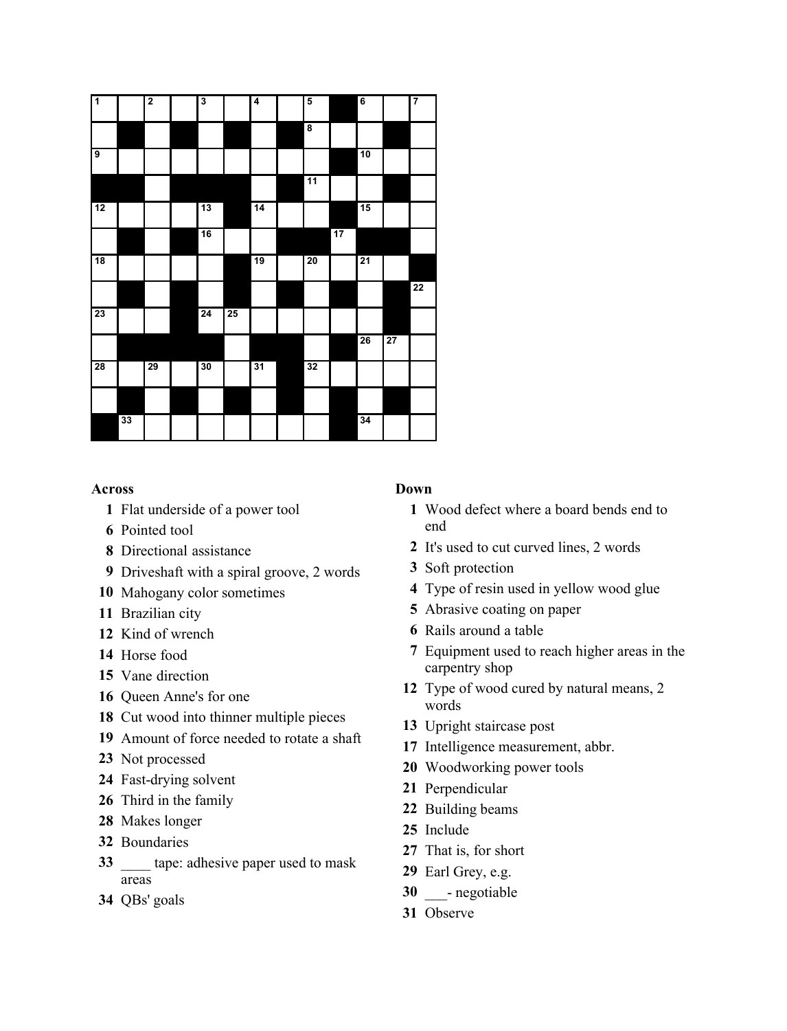## Across

**1** Flat underside of a power tool
**6** Pointed tool
**8** Directional assistance
**9** Driveshaft with a spiral groove, 2 words
**10** Mahogany color sometimes
**11** Brazilian city
**12** Kind of wrench
**14** Horse food
**15** Vane direction
**16** Queen Anne's for one
**18** Cut wood into thinner multiple pieces
**19** Amount of force needed to rotate a shaft
**23** Not processed
**24** Fast-drying solvent
**26** Third in the family
**28** Makes longer
**32** Boundaries
**33** ____ tape: adhesive paper used to mask areas
**34** QBs' goals

## Down

**1** Wood defect where a board bends end to end
**2** It's used to cut curved lines, 2 words
**3** Soft protection
**4** Type of resin used in yellow wood glue
**5** Abrasive coating on paper
**6** Rails around a table
**7** Equipment used to reach higher areas in the carpentry shop
**12** Type of wood cured by natural means, 2 words
**13** Upright staircase post
**17** Intelligence measurement, abbr.
**20** Woodworking power tools
**21** Perpendicular
**22** Building beams
**25** Include
**27** That is, for short
**29** Earl Grey, e.g.
**30** ___- negotiable
**31** Observe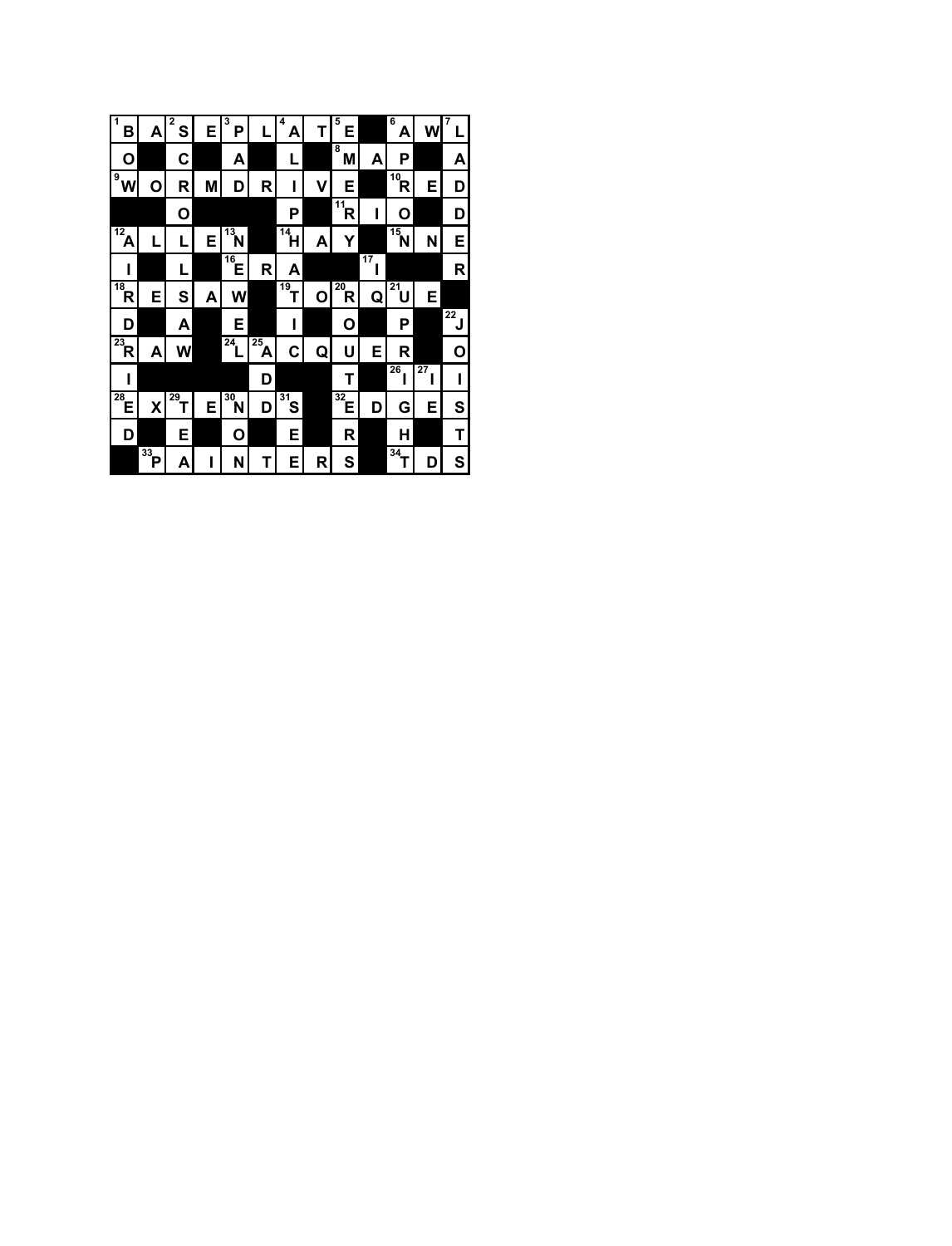| | | | | | | | | | | | | |
|---|---|---|---|---|---|---|---|---|---|---|---|---|
| 1 B | A | 2 S | E | 3 P | L | 4 A | T | 5 E | ■ | 6 A | W | 7 L |
| O | ■ | C | ■ | A | ■ | L | ■ | 8 M | A | P | ■ | A |
| 9 W | O | R | M | D | R | I | V | E | ■ | 10 R | E | D |
| ■ | ■ | O | ■ | ■ | ■ | P | ■ | 11 R | I | O | ■ | D |
| 12 A | L | L | E | 13 N | ■ | 14 H | A | Y | ■ | 15 N | N | E |
| I | ■ | L | ■ | 16 E | R | A | ■ | ■ | 17 I | ■ | ■ | R |
| 18 R | E | S | A | W | ■ | 19 T | O | 20 R | Q | 21 U | E | ■ |
| D | ■ | A | ■ | E | ■ | I | ■ | O | ■ | P | ■ | 22 J |
| 23 R | A | W | ■ | 24 L | 25 A | C | Q | U | E | R | ■ | O |
| I | ■ | ■ | ■ | ■ | D | ■ | ■ | T | ■ | 26 I | 27 I | I |
| 28 E | X | 29 T | E | 30 N | D | 31 S | ■ | 32 E | D | G | E | S |
| D | ■ | E | ■ | O | ■ | E | ■ | R | ■ | H | ■ | T |
| ■ | 33 P | A | I | N | T | E | R | S | ■ | 34 T | D | S |